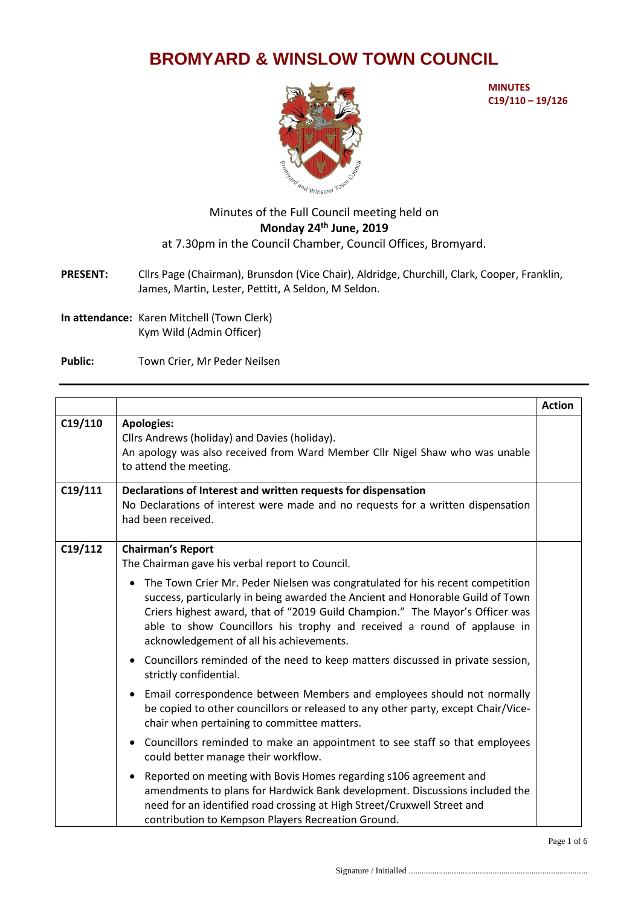# BROMYARD & WINSLOW TOWN COUNCIL

**MINUTES**
**C19/110 – 19/126**

Minutes of the Full Council meeting held on
**Monday 24th June, 2019**
at 7.30pm in the Council Chamber, Council Offices, Bromyard.

**PRESENT:** Cllrs Page (Chairman), Brunsdon (Vice Chair), Aldridge, Churchill, Clark, Cooper, Franklin, James, Martin, Lester, Pettitt, A Seldon, M Seldon.

**In attendance:** Karen Mitchell (Town Clerk)
Kym Wild (Admin Officer)

**Public:** Town Crier, Mr Peder Neilsen

| | | Action |
|---|---|---|
| C19/110 | **Apologies:**<br>Cllrs Andrews (holiday) and Davies (holiday).<br>An apology was also received from Ward Member Cllr Nigel Shaw who was unable to attend the meeting. | |
| C19/111 | **Declarations of Interest and written requests for dispensation**<br>No Declarations of interest were made and no requests for a written dispensation had been received. | |
| C19/112 | **Chairman's Report**<br>The Chairman gave his verbal report to Council.<br>• The Town Crier Mr. Peder Nielsen was congratulated for his recent competition success, particularly in being awarded the Ancient and Honorable Guild of Town Criers highest award, that of "2019 Guild Champion." The Mayor's Officer was able to show Councillors his trophy and received a round of applause in acknowledgement of all his achievements.<br>• Councillors reminded of the need to keep matters discussed in private session, strictly confidential.<br>• Email correspondence between Members and employees should not normally be copied to other councillors or released to any other party, except Chair/Vice-chair when pertaining to committee matters.<br>• Councillors reminded to make an appointment to see staff so that employees could better manage their workflow.<br>• Reported on meeting with Bovis Homes regarding s106 agreement and amendments to plans for Hardwick Bank development. Discussions included the need for an identified road crossing at High Street/Cruxwell Street and contribution to Kempson Players Recreation Ground. | |

Signature / Initialled ..................................................................................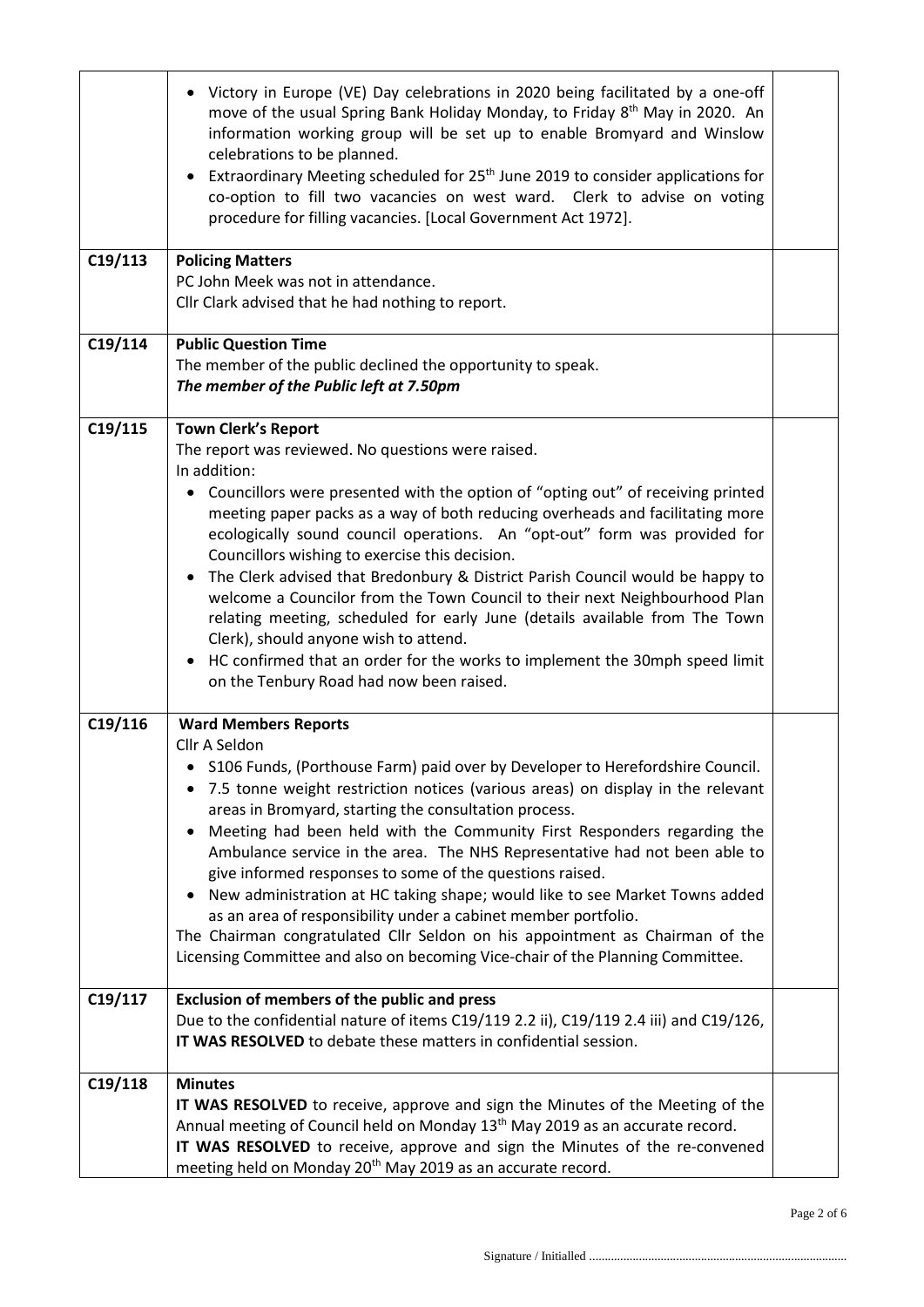| | | |
|---|---|---|
| | • Victory in Europe (VE) Day celebrations in 2020 being facilitated by a one-off move of the usual Spring Bank Holiday Monday, to Friday 8th May in 2020. An information working group will be set up to enable Bromyard and Winslow celebrations to be planned.<br>• Extraordinary Meeting scheduled for 25th June 2019 to consider applications for co-option to fill two vacancies on west ward. Clerk to advise on voting procedure for filling vacancies. [Local Government Act 1972]. | |
| C19/113 | **Policing Matters**<br>PC John Meek was not in attendance.<br>Cllr Clark advised that he had nothing to report. | |
| C19/114 | **Public Question Time**<br>The member of the public declined the opportunity to speak.<br>***The member of the Public left at 7.50pm*** | |
| C19/115 | **Town Clerk's Report**<br>The report was reviewed. No questions were raised.<br>In addition:<br>• Councillors were presented with the option of "opting out" of receiving printed meeting paper packs as a way of both reducing overheads and facilitating more ecologically sound council operations. An "opt-out" form was provided for Councillors wishing to exercise this decision.<br>• The Clerk advised that Bredonbury & District Parish Council would be happy to welcome a Councilor from the Town Council to their next Neighbourhood Plan relating meeting, scheduled for early June (details available from The Town Clerk), should anyone wish to attend.<br>• HC confirmed that an order for the works to implement the 30mph speed limit on the Tenbury Road had now been raised. | |
| C19/116 | **Ward Members Reports**<br>Cllr A Seldon<br>• S106 Funds, (Porthouse Farm) paid over by Developer to Herefordshire Council.<br>• 7.5 tonne weight restriction notices (various areas) on display in the relevant areas in Bromyard, starting the consultation process.<br>• Meeting had been held with the Community First Responders regarding the Ambulance service in the area. The NHS Representative had not been able to give informed responses to some of the questions raised.<br>• New administration at HC taking shape; would like to see Market Towns added as an area of responsibility under a cabinet member portfolio.<br>The Chairman congratulated Cllr Seldon on his appointment as Chairman of the Licensing Committee and also on becoming Vice-chair of the Planning Committee. | |
| C19/117 | **Exclusion of members of the public and press**<br>Due to the confidential nature of items C19/119 2.2 ii), C19/119 2.4 iii) and C19/126, **IT WAS RESOLVED** to debate these matters in confidential session. | |
| C19/118 | **Minutes**<br>**IT WAS RESOLVED** to receive, approve and sign the Minutes of the Meeting of the Annual meeting of Council held on Monday 13th May 2019 as an accurate record.<br>**IT WAS RESOLVED** to receive, approve and sign the Minutes of the re-convened meeting held on Monday 20th May 2019 as an accurate record. | |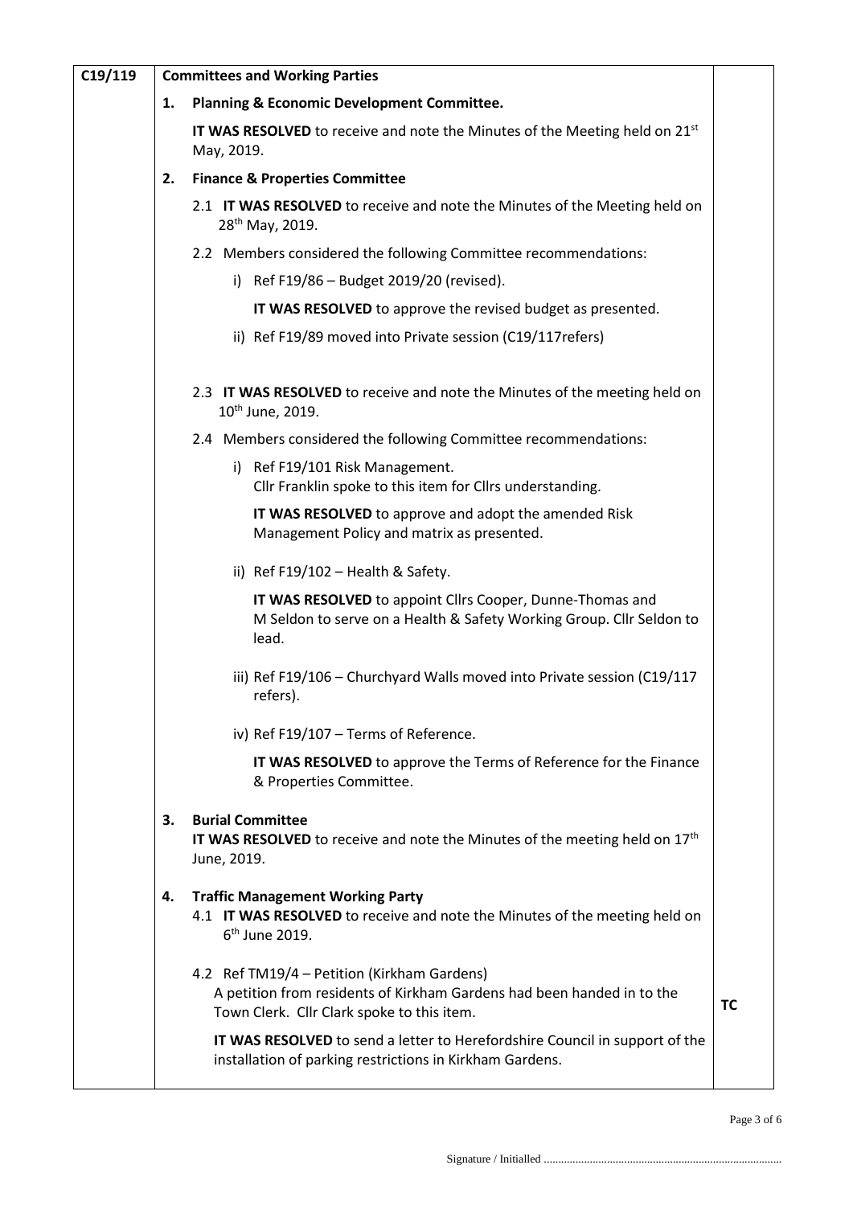| | | |
|---|---|---|
| C19/119 | **Committees and Working Parties** | |
| | **1. Planning & Economic Development Committee.**<br><br>**IT WAS RESOLVED** to receive and note the Minutes of the Meeting held on 21st May, 2019. | |
| | **2. Finance & Properties Committee**<br><br>2.1 **IT WAS RESOLVED** to receive and note the Minutes of the Meeting held on 28th May, 2019.<br><br>2.2 Members considered the following Committee recommendations:<br><br>i) Ref F19/86 – Budget 2019/20 (revised).<br><br>**IT WAS RESOLVED** to approve the revised budget as presented.<br><br>ii) Ref F19/89 moved into Private session (C19/117refers)<br><br>2.3 **IT WAS RESOLVED** to receive and note the Minutes of the meeting held on 10th June, 2019.<br><br>2.4 Members considered the following Committee recommendations:<br><br>i) Ref F19/101 Risk Management. Cllr Franklin spoke to this item for Cllrs understanding.<br><br>**IT WAS RESOLVED** to approve and adopt the amended Risk Management Policy and matrix as presented.<br><br>ii) Ref F19/102 – Health & Safety.<br><br>**IT WAS RESOLVED** to appoint Cllrs Cooper, Dunne-Thomas and M Seldon to serve on a Health & Safety Working Group. Cllr Seldon to lead.<br><br>iii) Ref F19/106 – Churchyard Walls moved into Private session (C19/117 refers).<br><br>iv) Ref F19/107 – Terms of Reference.<br><br>**IT WAS RESOLVED** to approve the Terms of Reference for the Finance & Properties Committee. | |
| | **3. Burial Committee**<br>**IT WAS RESOLVED** to receive and note the Minutes of the meeting held on 17th June, 2019. | |
| | **4. Traffic Management Working Party**<br>4.1 **IT WAS RESOLVED** to receive and note the Minutes of the meeting held on 6th June 2019.<br><br>4.2 Ref TM19/4 – Petition (Kirkham Gardens)<br>A petition from residents of Kirkham Gardens had been handed in to the Town Clerk. Cllr Clark spoke to this item.<br><br>**IT WAS RESOLVED** to send a letter to Herefordshire Council in support of the installation of parking restrictions in Kirkham Gardens. | **TC** |

Signature / Initialled ..................................................................................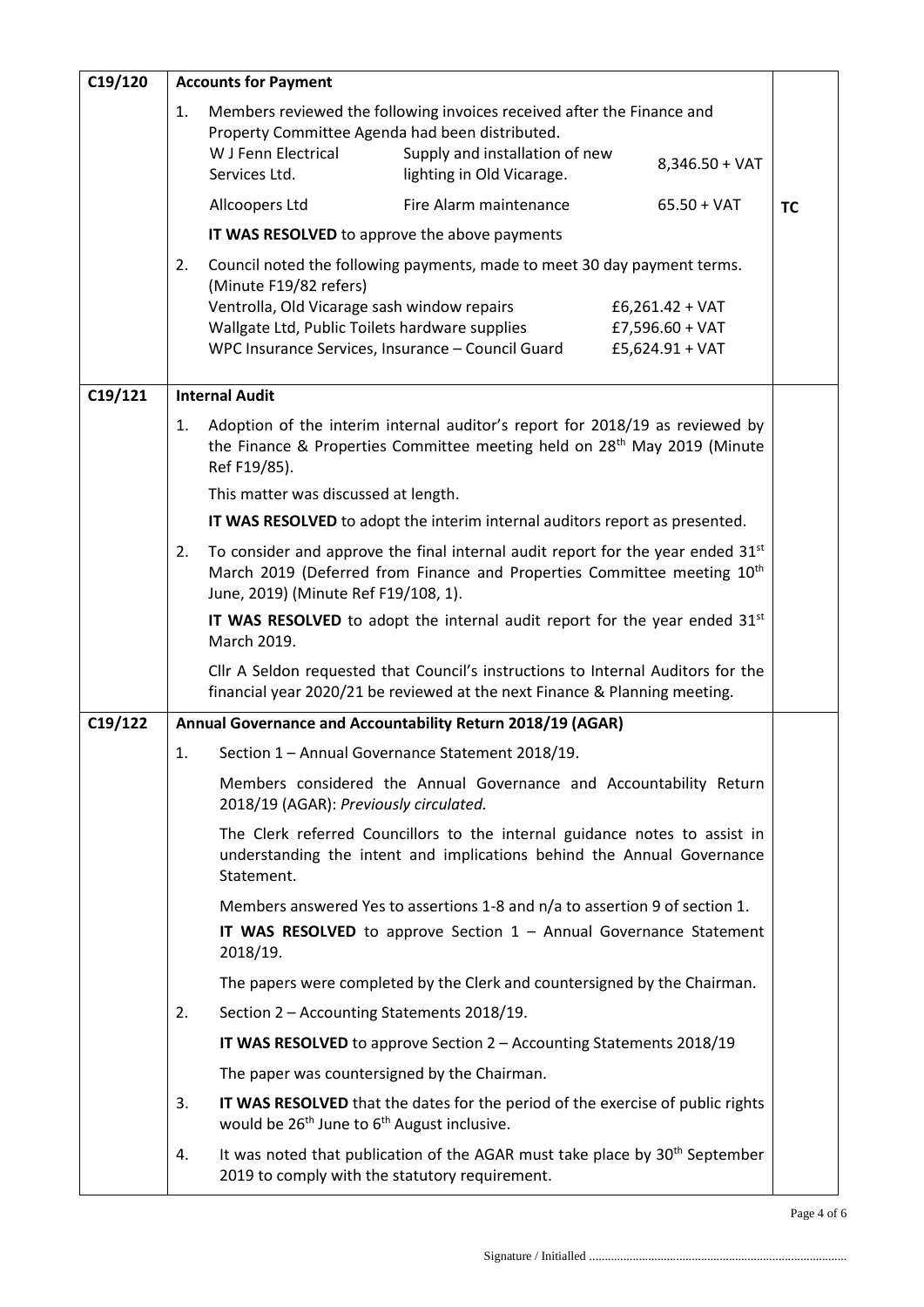| | | |
|---|---|---|
| **C19/120** | **Accounts for Payment**<br><br>1. Members reviewed the following invoices received after the Finance and Property Committee Agenda had been distributed.<br>W J Fenn Electrical Services Ltd. — Supply and installation of new lighting in Old Vicarage. — 8,346.50 + VAT<br>Allcoopers Ltd — Fire Alarm maintenance — 65.50 + VAT<br>**IT WAS RESOLVED** to approve the above payments<br><br>2. Council noted the following payments, made to meet 30 day payment terms. (Minute F19/82 refers)<br>Ventrolla, Old Vicarage sash window repairs — £6,261.42 + VAT<br>Wallgate Ltd, Public Toilets hardware supplies — £7,596.60 + VAT<br>WPC Insurance Services, Insurance – Council Guard — £5,624.91 + VAT | **TC** |
| **C19/121** | **Internal Audit**<br><br>1. Adoption of the interim internal auditor's report for 2018/19 as reviewed by the Finance & Properties Committee meeting held on 28th May 2019 (Minute Ref F19/85).<br>This matter was discussed at length.<br>**IT WAS RESOLVED** to adopt the interim internal auditors report as presented.<br><br>2. To consider and approve the final internal audit report for the year ended 31st March 2019 (Deferred from Finance and Properties Committee meeting 10th June, 2019) (Minute Ref F19/108, 1).<br>**IT WAS RESOLVED** to adopt the internal audit report for the year ended 31st March 2019.<br>Cllr A Seldon requested that Council's instructions to Internal Auditors for the financial year 2020/21 be reviewed at the next Finance & Planning meeting. | |
| **C19/122** | **Annual Governance and Accountability Return 2018/19 (AGAR)**<br><br>1. Section 1 – Annual Governance Statement 2018/19.<br>Members considered the Annual Governance and Accountability Return 2018/19 (AGAR): *Previously circulated.*<br>The Clerk referred Councillors to the internal guidance notes to assist in understanding the intent and implications behind the Annual Governance Statement.<br>Members answered Yes to assertions 1-8 and n/a to assertion 9 of section 1.<br>**IT WAS RESOLVED** to approve Section 1 – Annual Governance Statement 2018/19.<br>The papers were completed by the Clerk and countersigned by the Chairman.<br><br>2. Section 2 – Accounting Statements 2018/19.<br>**IT WAS RESOLVED** to approve Section 2 – Accounting Statements 2018/19<br>The paper was countersigned by the Chairman.<br><br>3. **IT WAS RESOLVED** that the dates for the period of the exercise of public rights would be 26th June to 6th August inclusive.<br><br>4. It was noted that publication of the AGAR must take place by 30th September 2019 to comply with the statutory requirement. | |

Signature / Initialled ..................................................................................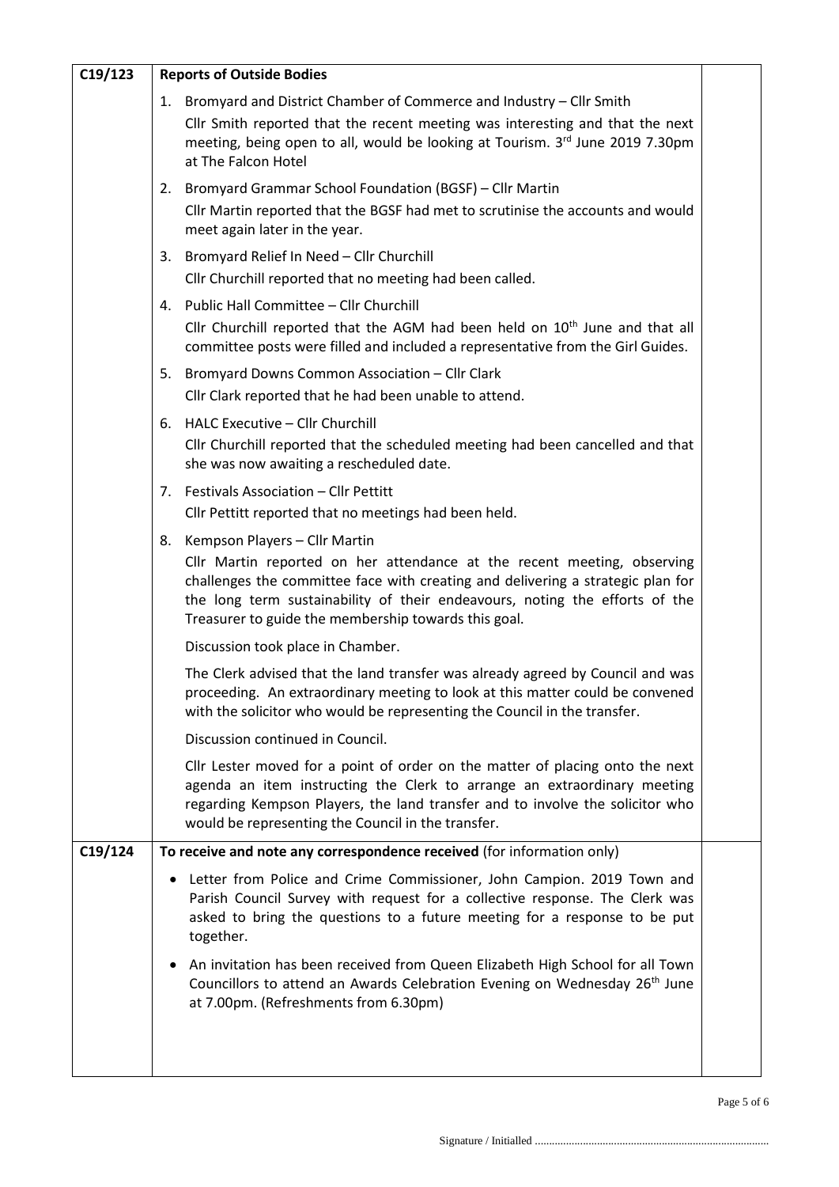| | | |
|---|---|---|
| C19/123 | **Reports of Outside Bodies**<br><br>1. Bromyard and District Chamber of Commerce and Industry – Cllr Smith<br>Cllr Smith reported that the recent meeting was interesting and that the next meeting, being open to all, would be looking at Tourism. 3rd June 2019 7.30pm at The Falcon Hotel<br><br>2. Bromyard Grammar School Foundation (BGSF) – Cllr Martin<br>Cllr Martin reported that the BGSF had met to scrutinise the accounts and would meet again later in the year.<br><br>3. Bromyard Relief In Need – Cllr Churchill<br>Cllr Churchill reported that no meeting had been called.<br><br>4. Public Hall Committee – Cllr Churchill<br>Cllr Churchill reported that the AGM had been held on 10th June and that all committee posts were filled and included a representative from the Girl Guides.<br><br>5. Bromyard Downs Common Association – Cllr Clark<br>Cllr Clark reported that he had been unable to attend.<br><br>6. HALC Executive – Cllr Churchill<br>Cllr Churchill reported that the scheduled meeting had been cancelled and that she was now awaiting a rescheduled date.<br><br>7. Festivals Association – Cllr Pettitt<br>Cllr Pettitt reported that no meetings had been held.<br><br>8. Kempson Players – Cllr Martin<br>Cllr Martin reported on her attendance at the recent meeting, observing challenges the committee face with creating and delivering a strategic plan for the long term sustainability of their endeavours, noting the efforts of the Treasurer to guide the membership towards this goal.<br><br>Discussion took place in Chamber.<br><br>The Clerk advised that the land transfer was already agreed by Council and was proceeding. An extraordinary meeting to look at this matter could be convened with the solicitor who would be representing the Council in the transfer.<br><br>Discussion continued in Council.<br><br>Cllr Lester moved for a point of order on the matter of placing onto the next agenda an item instructing the Clerk to arrange an extraordinary meeting regarding Kempson Players, the land transfer and to involve the solicitor who would be representing the Council in the transfer. | |
| C19/124 | **To receive and note any correspondence received** (for information only)<br><br>• Letter from Police and Crime Commissioner, John Campion. 2019 Town and Parish Council Survey with request for a collective response. The Clerk was asked to bring the questions to a future meeting for a response to be put together.<br><br>• An invitation has been received from Queen Elizabeth High School for all Town Councillors to attend an Awards Celebration Evening on Wednesday 26th June at 7.00pm. (Refreshments from 6.30pm) | |

Signature / Initialled ..................................................................................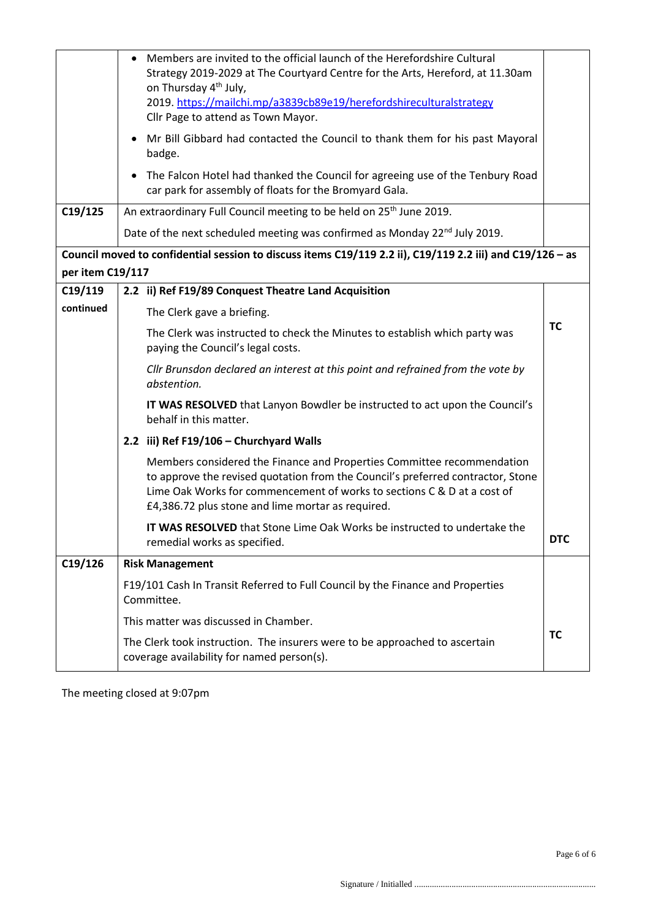| | | |
|---|---|---|
| | • Members are invited to the official launch of the Herefordshire Cultural Strategy 2019-2029 at The Courtyard Centre for the Arts, Hereford, at 11.30am on Thursday 4th July, 2019. https://mailchi.mp/a3839cb89e19/herefordshireculturalstrategy Cllr Page to attend as Town Mayor.<br>• Mr Bill Gibbard had contacted the Council to thank them for his past Mayoral badge.<br>• The Falcon Hotel had thanked the Council for agreeing use of the Tenbury Road car park for assembly of floats for the Bromyard Gala. | |
| **C19/125** | An extraordinary Full Council meeting to be held on 25th June 2019.<br>Date of the next scheduled meeting was confirmed as Monday 22nd July 2019. | |
| **Council moved to confidential session to discuss items C19/119 2.2 ii), C19/119 2.2 iii) and C19/126 – as per item C19/117** | | |
| **C19/119 continued** | **2.2 ii) Ref F19/89 Conquest Theatre Land Acquisition**<br>The Clerk gave a briefing.<br>The Clerk was instructed to check the Minutes to establish which party was paying the Council's legal costs.<br>*Cllr Brunsdon declared an interest at this point and refrained from the vote by abstention.*<br>**IT WAS RESOLVED** that Lanyon Bowdler be instructed to act upon the Council's behalf in this matter. | **TC** |
| | **2.2 iii) Ref F19/106 – Churchyard Walls**<br>Members considered the Finance and Properties Committee recommendation to approve the revised quotation from the Council's preferred contractor, Stone Lime Oak Works for commencement of works to sections C & D at a cost of £4,386.72 plus stone and lime mortar as required.<br>**IT WAS RESOLVED** that Stone Lime Oak Works be instructed to undertake the remedial works as specified. | **DTC** |
| **C19/126** | **Risk Management**<br>F19/101 Cash In Transit Referred to Full Council by the Finance and Properties Committee.<br>This matter was discussed in Chamber.<br>The Clerk took instruction. The insurers were to be approached to ascertain coverage availability for named person(s). | **TC** |

The meeting closed at 9:07pm

Signature / Initialled ..................................................................................